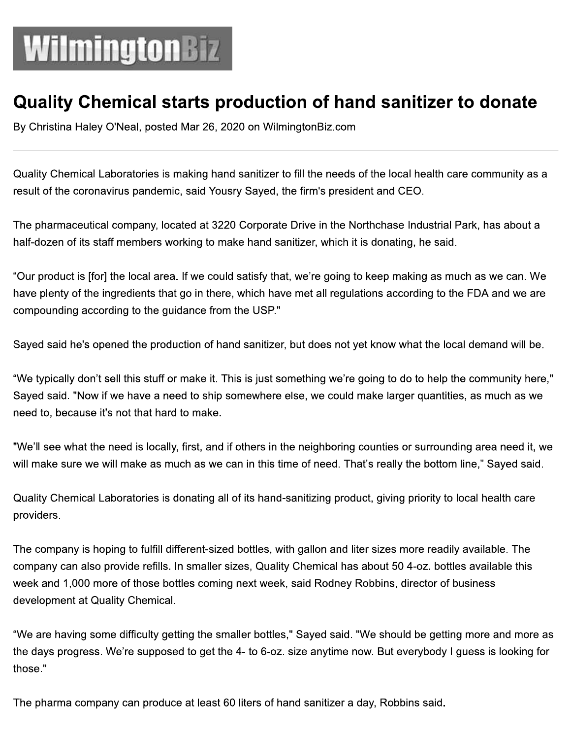WilmingtonBiz

# Quality Chemical starts production of hand sanitizer to donate

By Christina Haley O'Neal, posted Mar 26, 2020 on WilmingtonBiz.com

---

Quality Chemical Laboratories is making hand sanitizer to fill the needs of the local health care community as a result of the coronavirus pandemic, said Yousry Sayed, the firm's president and CEO.

The pharmaceutical company, located at 3220 Corporate Drive in the Northchase Industrial Park, has about a half-dozen of its staff members working to make hand sanitizer, which it is donating, he said.

“Our product is [for] the local area. If we could satisfy that, we’re going to keep making as much as we can. We have plenty of the ingredients that go in there, which have met all regulations according to the FDA and we are compounding according to the guidance from the USP."

Sayed said he's opened the production of hand sanitizer, but does not yet know what the local demand will be.

“We typically don’t sell this stuff or make it. This is just something we’re going to do to help the community here," Sayed said. "Now if we have a need to ship somewhere else, we could make larger quantities, as much as we need to, because it's not that hard to make.

"We’ll see what the need is locally, first, and if others in the neighboring counties or surrounding area need it, we will make sure we will make as much as we can in this time of need. That’s really the bottom line,” Sayed said.

Quality Chemical Laboratories is donating all of its hand-sanitizing product, giving priority to local health care providers.

The company is hoping to fulfill different-sized bottles, with gallon and liter sizes more readily available. The company can also provide refills. In smaller sizes, Quality Chemical has about 50 4-oz. bottles available this week and 1,000 more of those bottles coming next week, said Rodney Robbins, director of business development at Quality Chemical.

“We are having some difficulty getting the smaller bottles," Sayed said. "We should be getting more and more as the days progress. We’re supposed to get the 4- to 6-oz. size anytime now. But everybody I guess is looking for those."

The pharma company can produce at least 60 liters of hand sanitizer a day, Robbins said.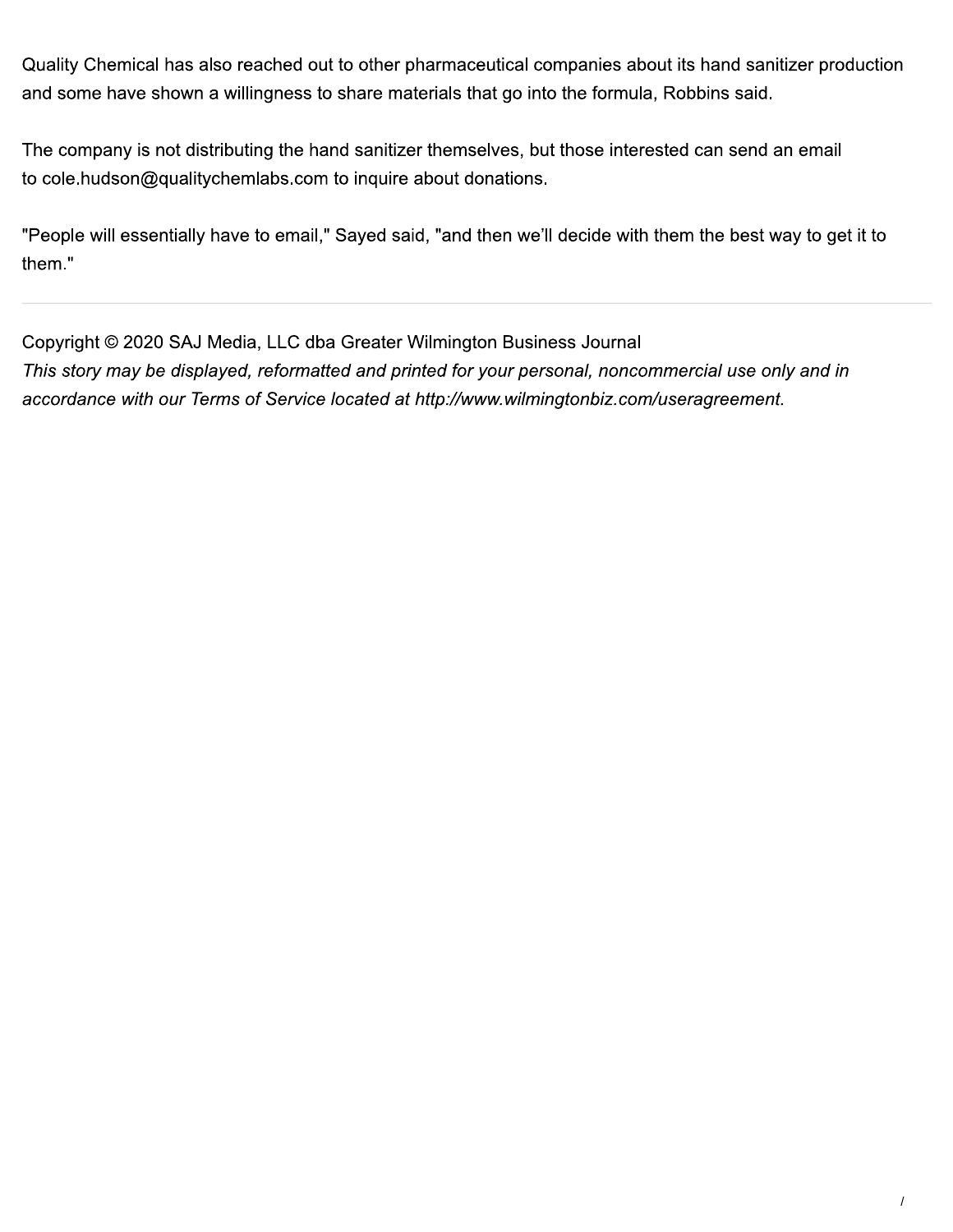Quality Chemical has also reached out to other pharmaceutical companies about its hand sanitizer production and some have shown a willingness to share materials that go into the formula, Robbins said.

The company is not distributing the hand sanitizer themselves, but those interested can send an email to cole.hudson@qualitychemlabs.com to inquire about donations.

"People will essentially have to email," Sayed said, "and then we'll decide with them the best way to get it to them."

---

Copyright © 2020 SAJ Media, LLC dba Greater Wilmington Business Journal
*This story may be displayed, reformatted and printed for your personal, noncommercial use only and in accordance with our Terms of Service located at http://www.wilmingtonbiz.com/useragreement.*